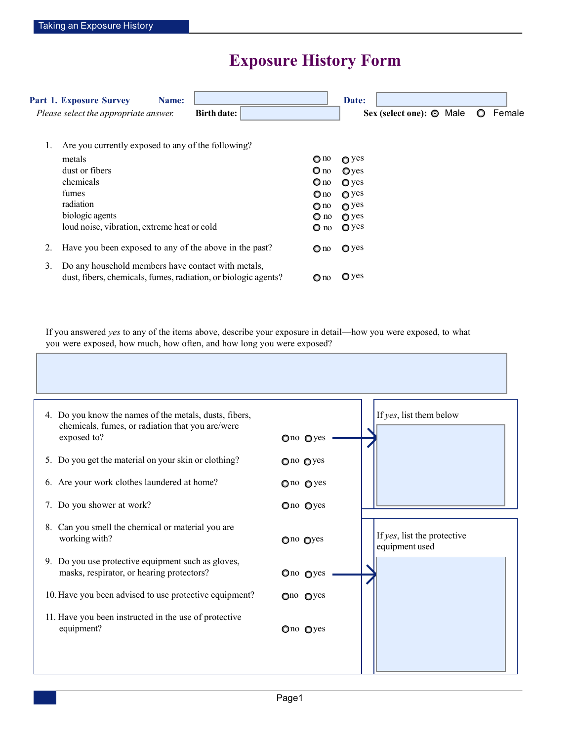# Exposure History Form

**Part 1. Exposure Survey** **Name:** ____________ **Date:** ____________

*Please select the appropriate answer.* **Birth date:** ____________ **Sex (select one):** ○ Male ○ Female

1. Are you currently exposed to any of the following?

| | | |
|---|---|---|
| metals | ○ no | ○ yes |
| dust or fibers | ○ no | ○ yes |
| chemicals | ○ no | ○ yes |
| fumes | ○ no | ○ yes |
| radiation | ○ no | ○ yes |
| biologic agents | ○ no | ○ yes |
| loud noise, vibration, extreme heat or cold | ○ no | ○ yes |

2. Have you been exposed to any of the above in the past? ○ no ○ yes

3. Do any household members have contact with metals, dust, fibers, chemicals, fumes, radiation, or biologic agents? ○ no ○ yes

If you answered *yes* to any of the items above, describe your exposure in detail—how you were exposed, to what you were exposed, how much, how often, and how long you were exposed?

____________

4. Do you know the names of the metals, dusts, fibers, chemicals, fumes, or radiation that you are/were exposed to? ○ no ○ yes → If *yes*, list them below ____________
5. Do you get the material on your skin or clothing? ○ no ○ yes
6. Are your work clothes laundered at home? ○ no ○ yes
7. Do you shower at work? ○ no ○ yes
8. Can you smell the chemical or material you are working with? ○ no ○ yes
9. Do you use protective equipment such as gloves, masks, respirator, or hearing protectors? ○ no ○ yes → If *yes*, list the protective equipment used ____________
10. Have you been advised to use protective equipment? ○ no ○ yes
11. Have you been instructed in the use of protective equipment? ○ no ○ yes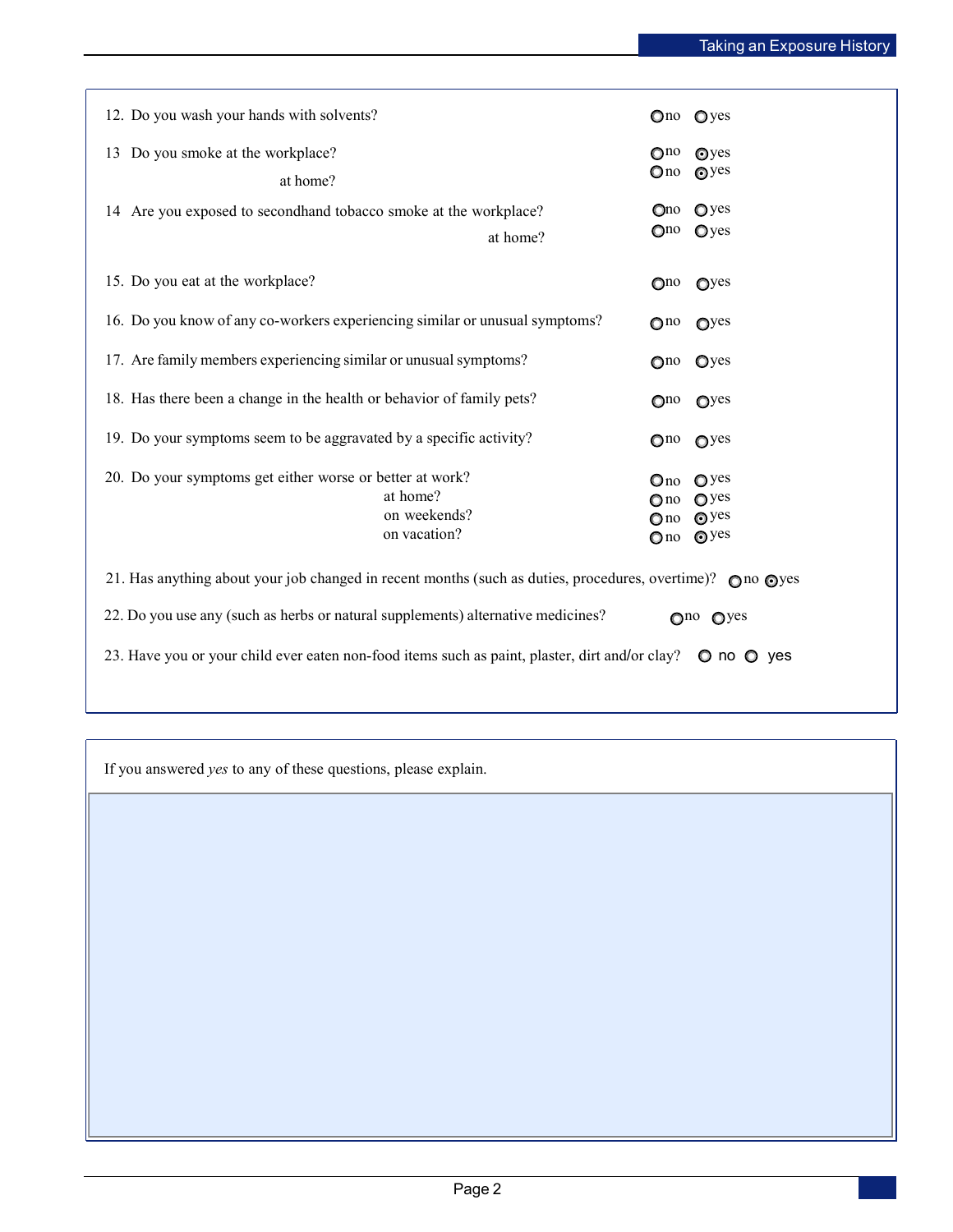12. Do you wash your hands with solvents? ○ no ○ yes

13 Do you smoke at the workplace? ○ no ⊙ yes
at home? ○ no ⊙ yes

14 Are you exposed to secondhand tobacco smoke at the workplace? ○ no ○ yes
at home? ○ no ○ yes

15. Do you eat at the workplace? ○ no ○ yes

16. Do you know of any co-workers experiencing similar or unusual symptoms? ○ no ○ yes

17. Are family members experiencing similar or unusual symptoms? ○ no ○ yes

18. Has there been a change in the health or behavior of family pets? ○ no ○ yes

19. Do your symptoms seem to be aggravated by a specific activity? ○ no ○ yes

20. Do your symptoms get either worse or better at work? ○ no ○ yes
at home? ○ no ○ yes
on weekends? ○ no ⊙ yes
on vacation? ○ no ⊙ yes

21. Has anything about your job changed in recent months (such as duties, procedures, overtime)? ○ no ⊙ yes

22. Do you use any (such as herbs or natural supplements) alternative medicines? ○ no ○ yes

23. Have you or your child ever eaten non-food items such as paint, plaster, dirt and/or clay? ○ no ○ yes

If you answered *yes* to any of these questions, please explain.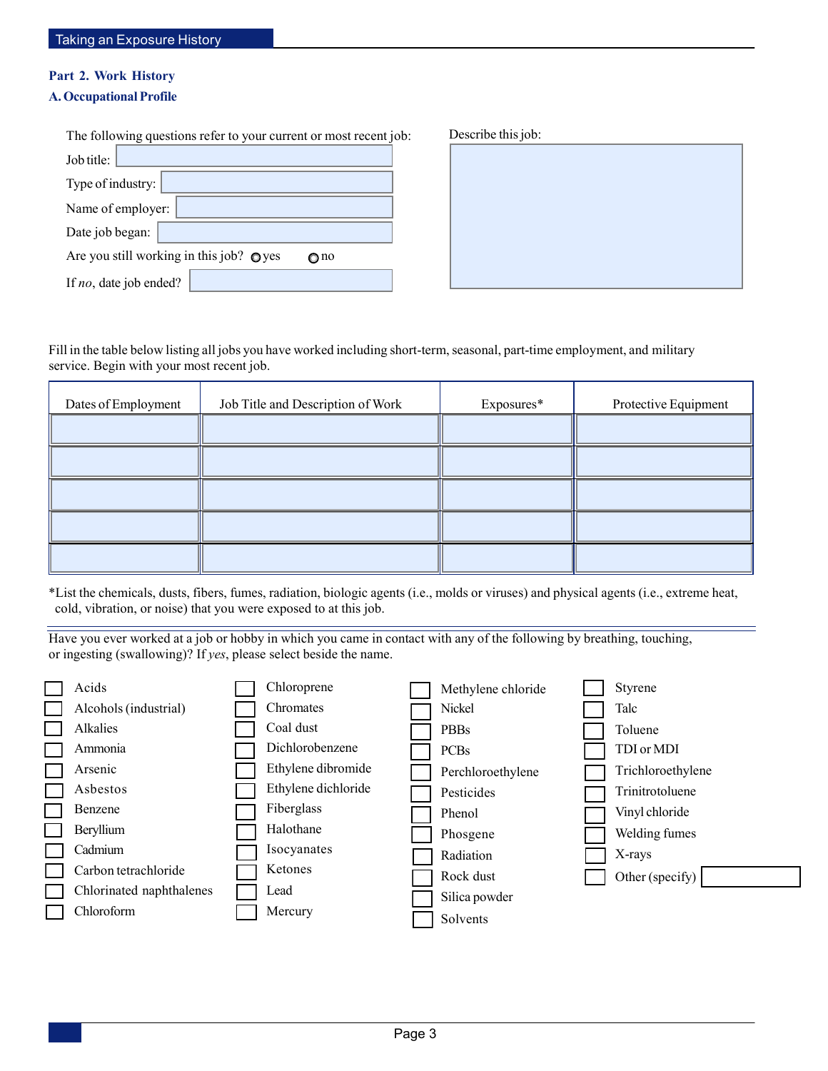## Part 2. Work History

### A. Occupational Profile

The following questions refer to your current or most recent job:

Job title: 

Type of industry: 

Name of employer: 

Date job began: 

Are you still working in this job? ○ yes ○ no

If *no*, date job ended? 

Describe this job:

Fill in the table below listing all jobs you have worked including short-term, seasonal, part-time employment, and military service. Begin with your most recent job.

| Dates of Employment | Job Title and Description of Work | Exposures* | Protective Equipment |
|---|---|---|---|
| | | | |
| | | | |
| | | | |
| | | | |
| | | | |

*List the chemicals, dusts, fibers, fumes, radiation, biologic agents (i.e., molds or viruses) and physical agents (i.e., extreme heat, cold, vibration, or noise) that you were exposed to at this job.

Have you ever worked at a job or hobby in which you came in contact with any of the following by breathing, touching, or ingesting (swallowing)? If *yes*, please select beside the name.

- ☐ Acids
- ☐ Alcohols (industrial)
- ☐ Alkalies
- ☐ Ammonia
- ☐ Arsenic
- ☐ Asbestos
- ☐ Benzene
- ☐ Beryllium
- ☐ Cadmium
- ☐ Carbon tetrachloride
- ☐ Chlorinated naphthalenes
- ☐ Chloroform
- ☐ Chloroprene
- ☐ Chromates
- ☐ Coal dust
- ☐ Dichlorobenzene
- ☐ Ethylene dibromide
- ☐ Ethylene dichloride
- ☐ Fiberglass
- ☐ Halothane
- ☐ Isocyanates
- ☐ Ketones
- ☐ Lead
- ☐ Mercury
- ☐ Methylene chloride
- ☐ Nickel
- ☐ PBBs
- ☐ PCBs
- ☐ Perchloroethylene
- ☐ Pesticides
- ☐ Phenol
- ☐ Phosgene
- ☐ Radiation
- ☐ Rock dust
- ☐ Silica powder
- ☐ Solvents
- ☐ Styrene
- ☐ Talc
- ☐ Toluene
- ☐ TDI or MDI
- ☐ Trichloroethylene
- ☐ Trinitrotoluene
- ☐ Vinyl chloride
- ☐ Welding fumes
- ☐ X-rays
- ☐ Other (specify)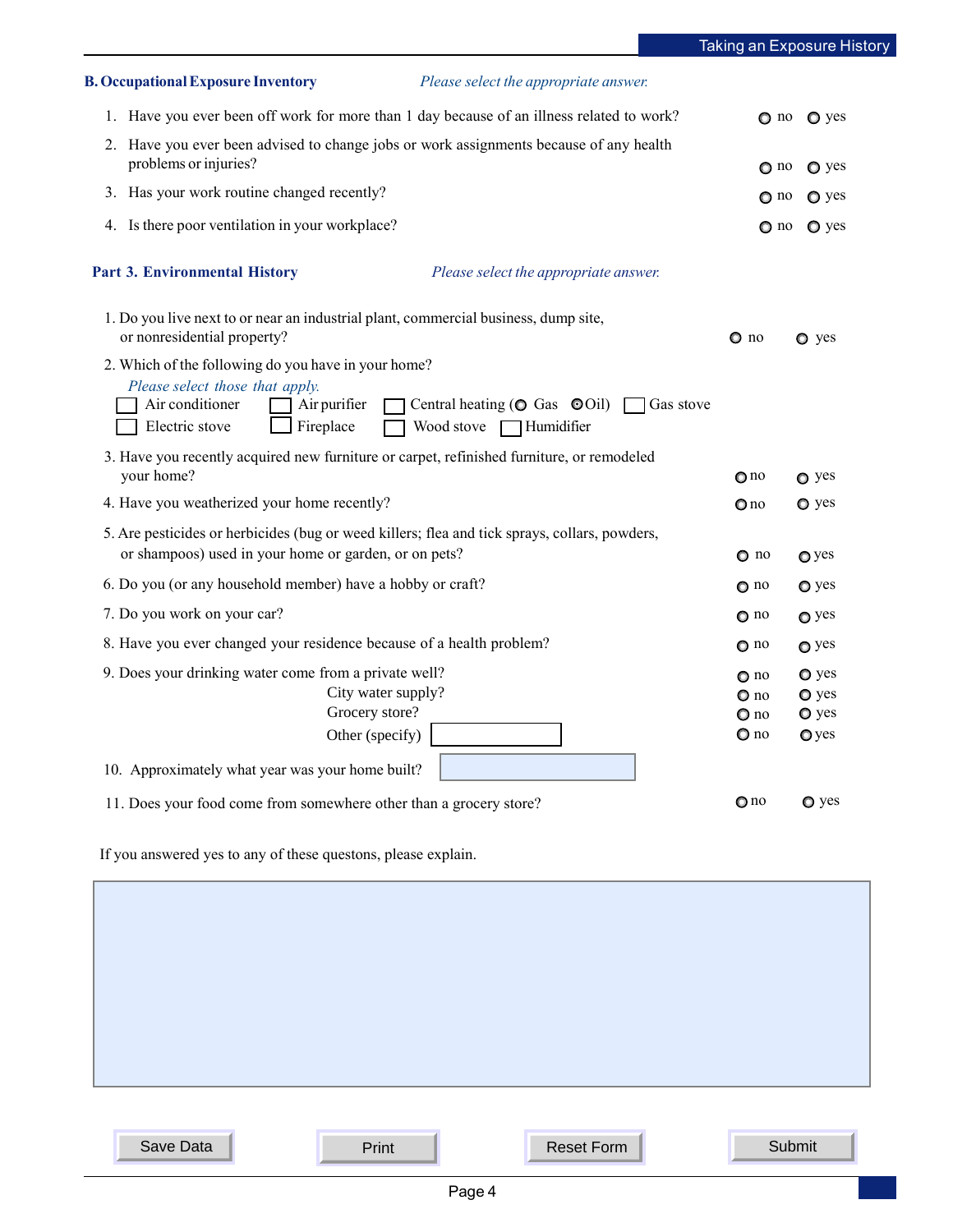## B. Occupational Exposure Inventory

*Please select the appropriate answer.*

1. Have you ever been off work for more than 1 day because of an illness related to work? ○ no ○ yes
2. Have you ever been advised to change jobs or work assignments because of any health problems or injuries? ○ no ○ yes
3. Has your work routine changed recently? ○ no ○ yes
4. Is there poor ventilation in your workplace? ○ no ○ yes

## Part 3. Environmental History

*Please select the appropriate answer.*

1. Do you live next to or near an industrial plant, commercial business, dump site, or nonresidential property? ○ no ○ yes
2. Which of the following do you have in your home?
   *Please select those that apply.*
   - ☐ Air conditioner ☐ Air purifier ☐ Central heating (○ Gas ○ Oil) ☐ Gas stove
   - ☐ Electric stove ☐ Fireplace ☐ Wood stove ☐ Humidifier
3. Have you recently acquired new furniture or carpet, refinished furniture, or remodeled your home? ○ no ○ yes
4. Have you weatherized your home recently? ○ no ○ yes
5. Are pesticides or herbicides (bug or weed killers; flea and tick sprays, collars, powders, or shampoos) used in your home or garden, or on pets? ○ no ○ yes
6. Do you (or any household member) have a hobby or craft? ○ no ○ yes
7. Do you work on your car? ○ no ○ yes
8. Have you ever changed your residence because of a health problem? ○ no ○ yes
9. Does your drinking water come from a private well? ○ no ○ yes
   - City water supply? ○ no ○ yes
   - Grocery store? ○ no ○ yes
   - Other (specify) ________ ○ no ○ yes
10. Approximately what year was your home built? ________
11. Does your food come from somewhere other than a grocery store? ○ no ○ yes

If you answered yes to any of these questons, please explain.

Save Data | Print | Reset Form | Submit